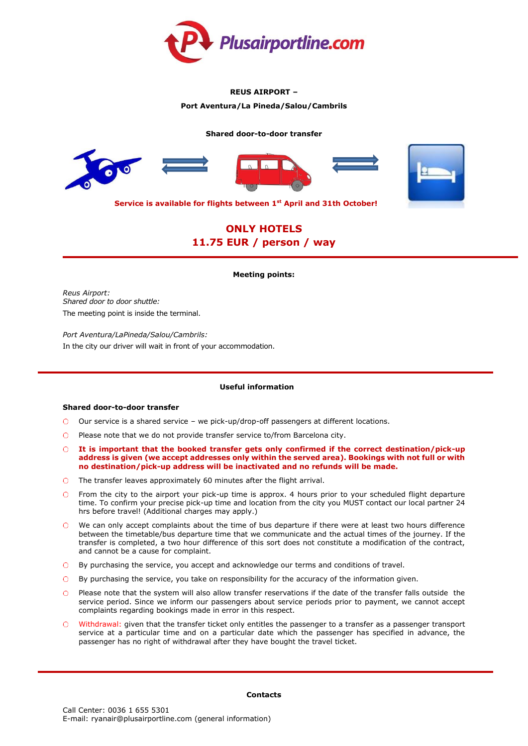Plusairportline.com

**REUS AIRPORT –**

**Port Aventura/La Pineda/Salou/Cambrils**

**Shared door-to-door transfer**

**Service is available for flights between 1st April and 31th October!**

## ONLY HOTELS
## 11.75 EUR / person / way

---

**Meeting points:**

*Reus Airport:*
*Shared door to door shuttle:*
The meeting point is inside the terminal.

*Port Aventura/LaPineda/Salou/Cambrils:*
In the city our driver will wait in front of your accommodation.

---

**Useful information**

**Shared door-to-door transfer**

- Our service is a shared service – we pick-up/drop-off passengers at different locations.
- Please note that we do not provide transfer service to/from Barcelona city.
- **It is important that the booked transfer gets only confirmed if the correct destination/pick-up address is given (we accept addresses only within the served area). Bookings with not full or with no destination/pick-up address will be inactivated and no refunds will be made.**
- The transfer leaves approximately 60 minutes after the flight arrival.
- From the city to the airport your pick-up time is approx. 4 hours prior to your scheduled flight departure time. To confirm your precise pick-up time and location from the city you MUST contact our local partner 24 hrs before travel! (Additional charges may apply.)
- We can only accept complaints about the time of bus departure if there were at least two hours difference between the timetable/bus departure time that we communicate and the actual times of the journey. If the transfer is completed, a two hour difference of this sort does not constitute a modification of the contract, and cannot be a cause for complaint.
- By purchasing the service, you accept and acknowledge our terms and conditions of travel.
- By purchasing the service, you take on responsibility for the accuracy of the information given.
- Please note that the system will also allow transfer reservations if the date of the transfer falls outside the service period. Since we inform our passengers about service periods prior to payment, we cannot accept complaints regarding bookings made in error in this respect.
- Withdrawal: given that the transfer ticket only entitles the passenger to a transfer as a passenger transport service at a particular time and on a particular date which the passenger has specified in advance, the passenger has no right of withdrawal after they have bought the travel ticket.

---

**Contacts**

Call Center: 0036 1 655 5301
E-mail: ryanair@plusairportline.com (general information)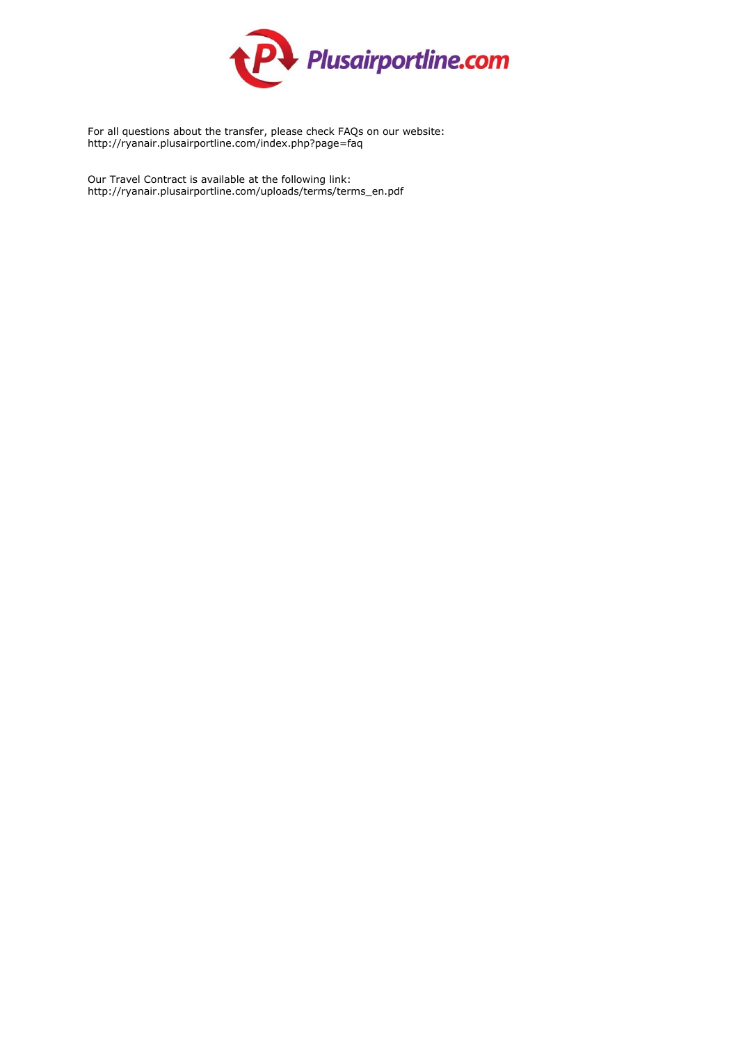Plusairportline.com

For all questions about the transfer, please check FAQs on our website:
http://ryanair.plusairportline.com/index.php?page=faq

Our Travel Contract is available at the following link:
http://ryanair.plusairportline.com/uploads/terms/terms_en.pdf